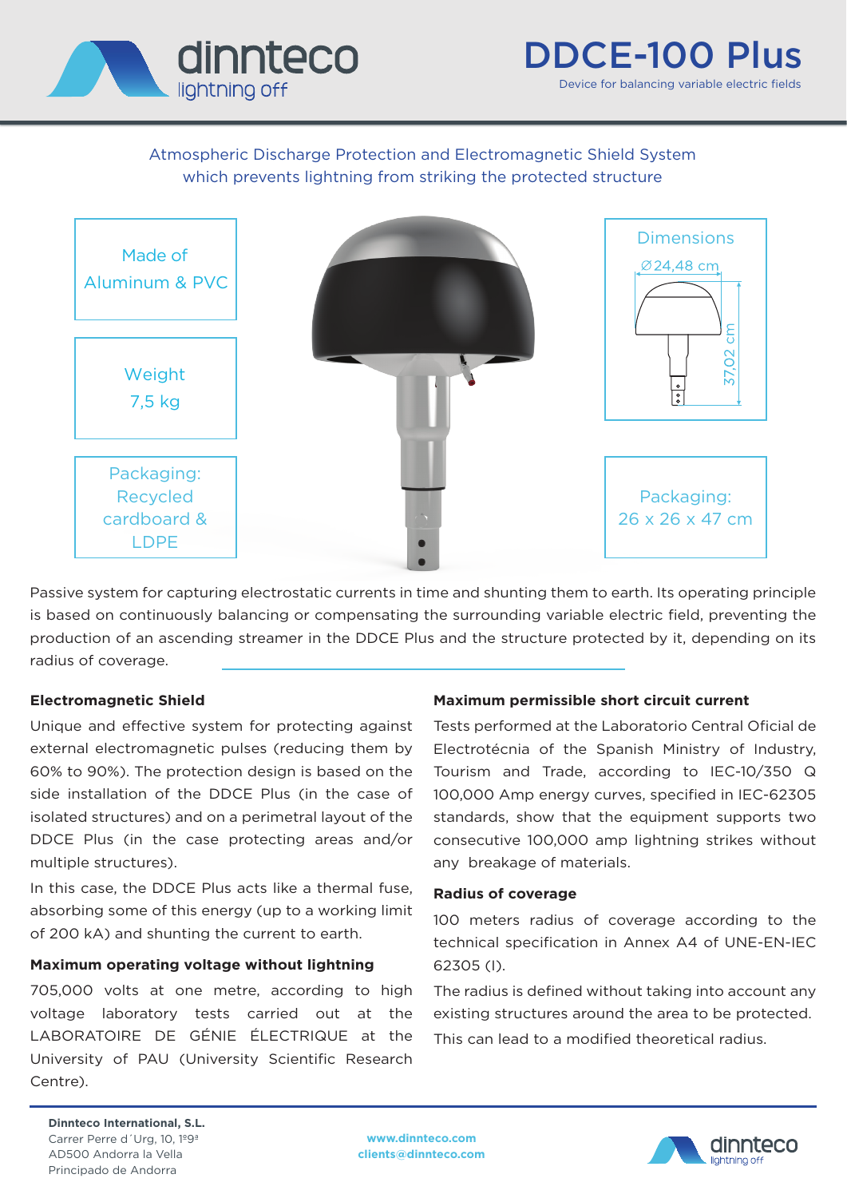# DDCE-100 Plus

Device for balancing variable electric fields

Atmospheric Discharge Protection and Electromagnetic Shield System which prevents lightning from striking the protected structure

Made of
Aluminum & PVC

Weight
7,5 kg

Packaging: Recycled cardboard & LDPE

Dimensions
Ø24,48 cm
37,02 cm

Packaging:
26 x 26 x 47 cm

Passive system for capturing electrostatic currents in time and shunting them to earth. Its operating principle is based on continuously balancing or compensating the surrounding variable electric field, preventing the production of an ascending streamer in the DDCE Plus and the structure protected by it, depending on its radius of coverage.

**Electromagnetic Shield**

Unique and effective system for protecting against external electromagnetic pulses (reducing them by 60% to 90%). The protection design is based on the side installation of the DDCE Plus (in the case of isolated structures) and on a perimetral layout of the DDCE Plus (in the case protecting areas and/or multiple structures).

In this case, the DDCE Plus acts like a thermal fuse, absorbing some of this energy (up to a working limit of 200 kA) and shunting the current to earth.

**Maximum operating voltage without lightning**

705,000 volts at one metre, according to high voltage laboratory tests carried out at the LABORATOIRE DE GÉNIE ÉLECTRIQUE at the University of PAU (University Scientific Research Centre).

**Maximum permissible short circuit current**

Tests performed at the Laboratorio Central Oficial de Electrotécnia of the Spanish Ministry of Industry, Tourism and Trade, according to IEC-10/350 Q 100,000 Amp energy curves, specified in IEC-62305 standards, show that the equipment supports two consecutive 100,000 amp lightning strikes without any breakage of materials.

**Radius of coverage**

100 meters radius of coverage according to the technical specification in Annex A4 of UNE-EN-IEC 62305 (I).

The radius is defined without taking into account any existing structures around the area to be protected.

This can lead to a modified theoretical radius.

**Dinnteco International, S.L.**
Carrer Perre d´Urg, 10, 1º9ª
AD500 Andorra la Vella
Principado de Andorra

www.dinnteco.com
clients@dinnteco.com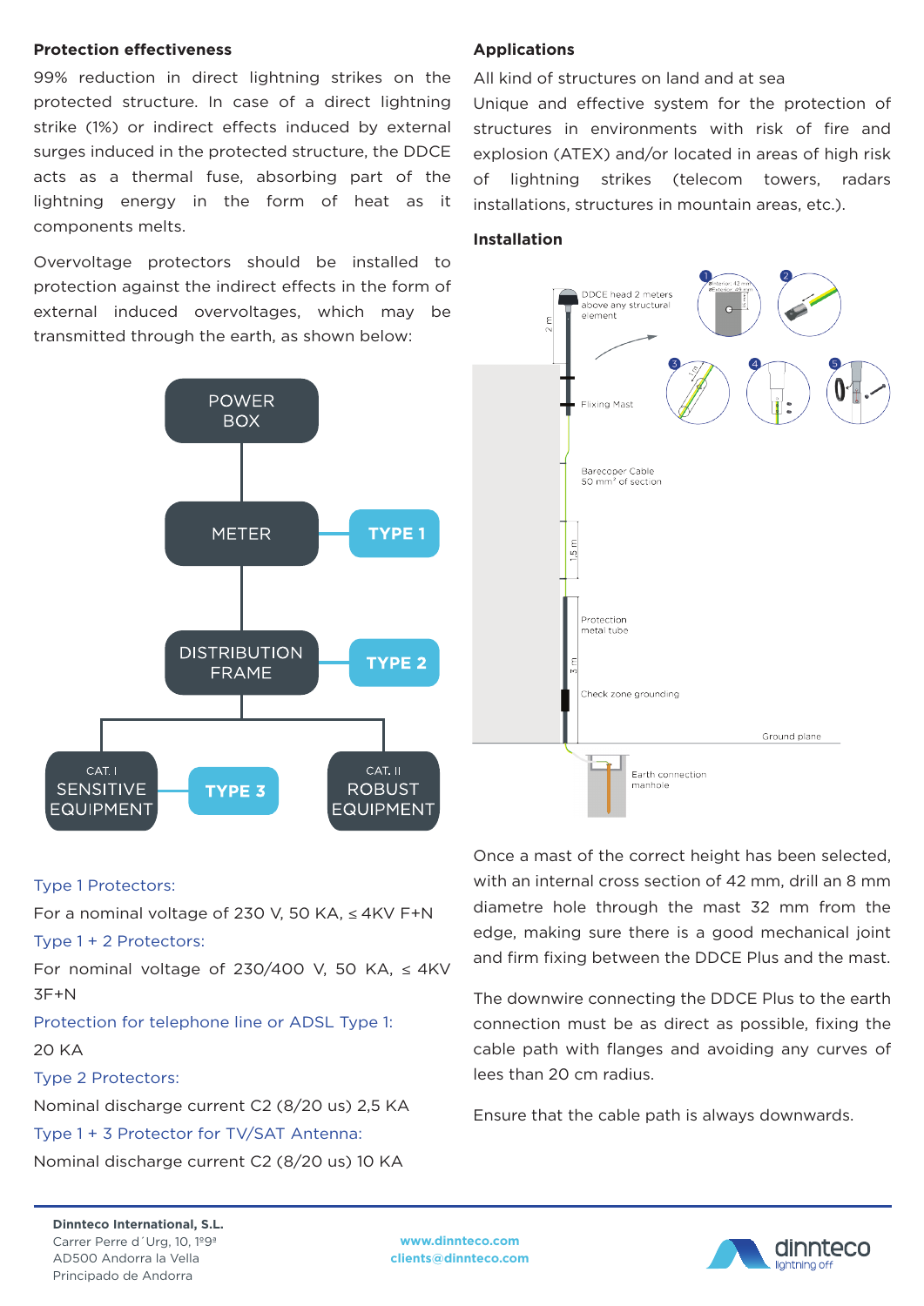## Protection effectiveness

99% reduction in direct lightning strikes on the protected structure. In case of a direct lightning strike (1%) or indirect effects induced by external surges induced in the protected structure, the DDCE acts as a thermal fuse, absorbing part of the lightning energy in the form of heat as it components melts.

Overvoltage protectors should be installed to protection against the indirect effects in the form of external induced overvoltages, which may be transmitted through the earth, as shown below:

POWER BOX

METER — TYPE 1

DISTRIBUTION FRAME — TYPE 2

CAT. I SENSITIVE EQUIPMENT — TYPE 3 — CAT. II ROBUST EQUIPMENT

Type 1 Protectors:

For a nominal voltage of 230 V, 50 KA, ≤ 4KV F+N

Type 1 + 2 Protectors:

For nominal voltage of 230/400 V, 50 KA, ≤ 4KV 3F+N

Protection for telephone line or ADSL Type 1:

20 KA

Type 2 Protectors:

Nominal discharge current C2 (8/20 us) 2,5 KA

Type 1 + 3 Protector for TV/SAT Antenna:

Nominal discharge current C2 (8/20 us) 10 KA

## Applications

All kind of structures on land and at sea

Unique and effective system for the protection of structures in environments with risk of fire and explosion (ATEX) and/or located in areas of high risk of lightning strikes (telecom towers, radars installations, structures in mountain areas, etc.).

## Installation

DDCE head 2 meters above any structural element

2 m

Fixing Mast

Barecoper Cable 50 mm² of section

1,5 m

Protection metal tube

3 m

Check zone grounding

Ground plane

Earth connection manhole

Once a mast of the correct height has been selected, with an internal cross section of 42 mm, drill an 8 mm diametre hole through the mast 32 mm from the edge, making sure there is a good mechanical joint and firm fixing between the DDCE Plus and the mast.

The downwire connecting the DDCE Plus to the earth connection must be as direct as possible, fixing the cable path with flanges and avoiding any curves of lees than 20 cm radius.

Ensure that the cable path is always downwards.

**Dinnteco International, S.L.**
Carrer Perre d´Urg, 10, 1º9ª
AD500 Andorra la Vella
Principado de Andorra

www.dinnteco.com
clients@dinnteco.com

dinnteco lightning off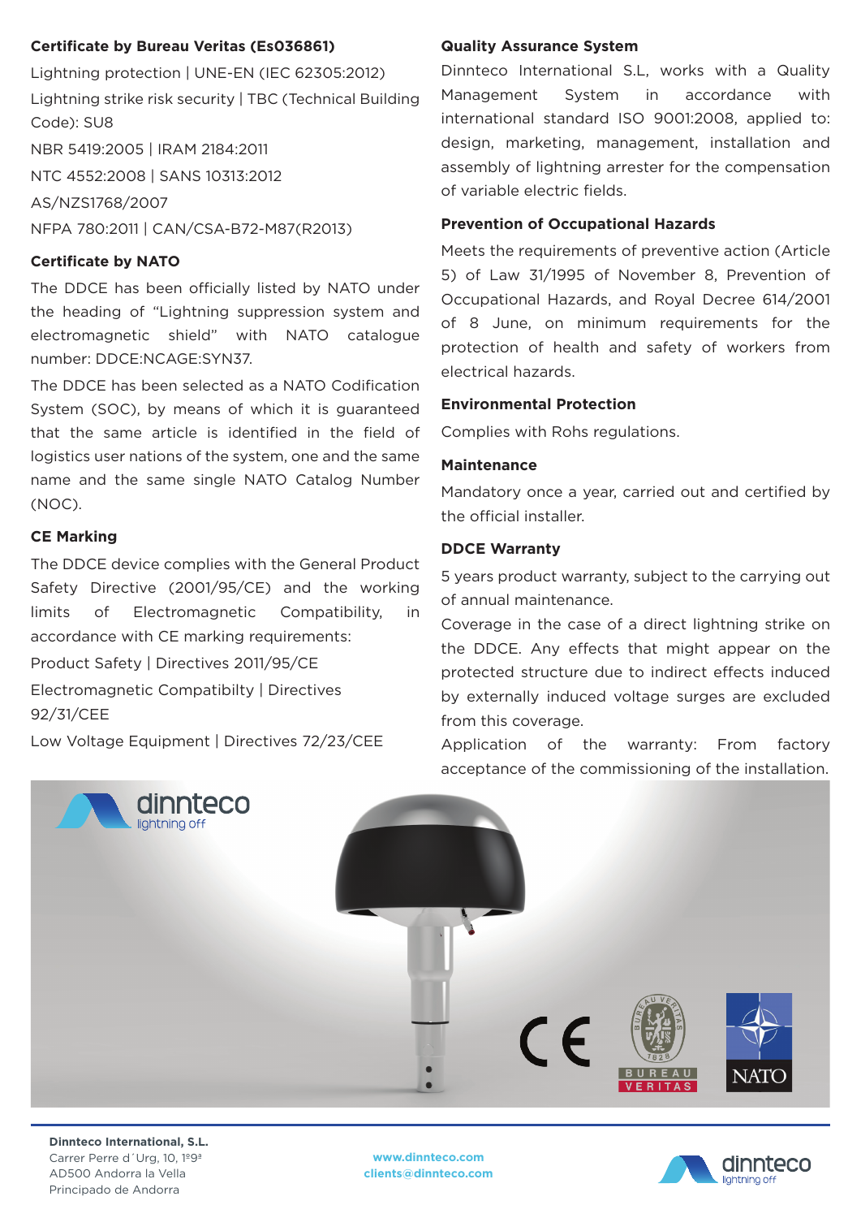### Certificate by Bureau Veritas (Es036861)

Lightning protection | UNE-EN (IEC 62305:2012)

Lightning strike risk security | TBC (Technical Building Code): SU8

NBR 5419:2005 | IRAM 2184:2011

NTC 4552:2008 | SANS 10313:2012

AS/NZS1768/2007

NFPA 780:2011 | CAN/CSA-B72-M87(R2013)

### Certificate by NATO

The DDCE has been officially listed by NATO under the heading of "Lightning suppression system and electromagnetic shield" with NATO catalogue number: DDCE:NCAGE:SYN37.

The DDCE has been selected as a NATO Codification System (SOC), by means of which it is guaranteed that the same article is identified in the field of logistics user nations of the system, one and the same name and the same single NATO Catalog Number (NOC).

### CE Marking

The DDCE device complies with the General Product Safety Directive (2001/95/CE) and the working limits of Electromagnetic Compatibility, in accordance with CE marking requirements:

Product Safety | Directives 2011/95/CE

Electromagnetic Compatibilty | Directives 92/31/CEE

Low Voltage Equipment | Directives 72/23/CEE

### Quality Assurance System

Dinnteco International S.L, works with a Quality Management System in accordance with international standard ISO 9001:2008, applied to: design, marketing, management, installation and assembly of lightning arrester for the compensation of variable electric fields.

### Prevention of Occupational Hazards

Meets the requirements of preventive action (Article 5) of Law 31/1995 of November 8, Prevention of Occupational Hazards, and Royal Decree 614/2001 of 8 June, on minimum requirements for the protection of health and safety of workers from electrical hazards.

### Environmental Protection

Complies with Rohs regulations.

### Maintenance

Mandatory once a year, carried out and certified by the official installer.

### DDCE Warranty

5 years product warranty, subject to the carrying out of annual maintenance.

Coverage in the case of a direct lightning strike on the DDCE. Any effects that might appear on the protected structure due to indirect effects induced by externally induced voltage surges are excluded from this coverage.

Application of the warranty: From factory acceptance of the commissioning of the installation.

**Dinnteco International, S.L.**
Carrer Perre d´Urg, 10, 1º9ª
AD500 Andorra la Vella
Principado de Andorra

www.dinnteco.com
clients@dinnteco.com